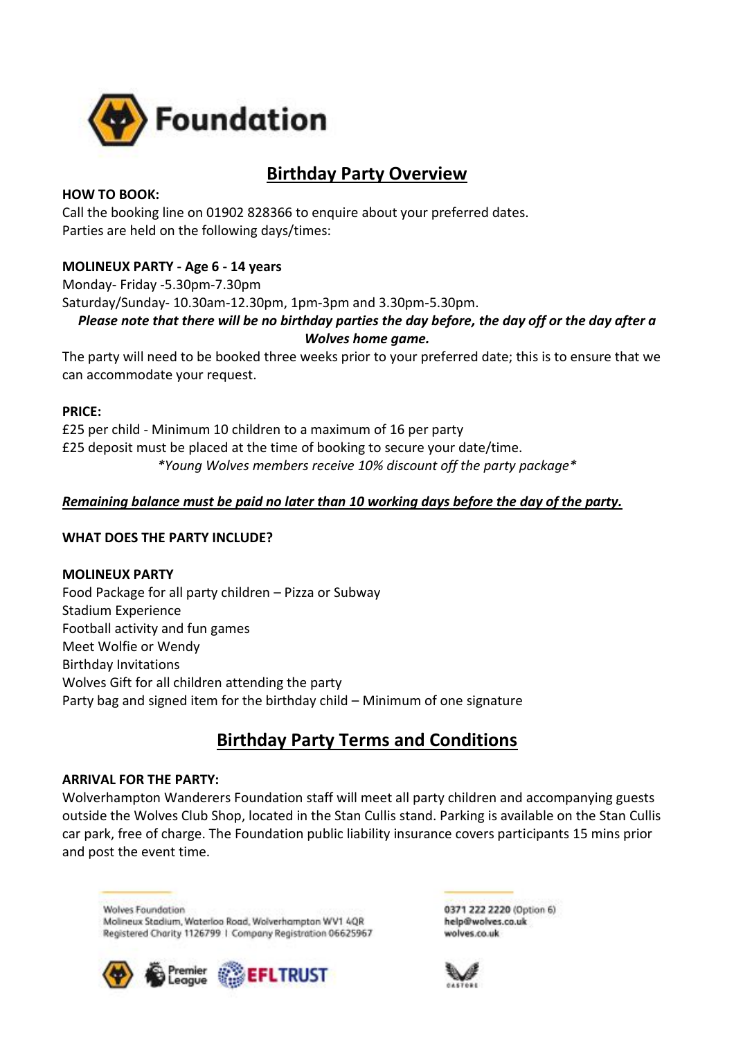Foundation

# Birthday Party Overview

**HOW TO BOOK:**

Call the booking line on 01902 828366 to enquire about your preferred dates.
Parties are held on the following days/times:

**MOLINEUX PARTY - Age 6 - 14 years**

Monday- Friday -5.30pm-7.30pm
Saturday/Sunday- 10.30am-12.30pm, 1pm-3pm and 3.30pm-5.30pm.

***Please note that there will be no birthday parties the day before, the day off or the day after a Wolves home game.***

The party will need to be booked three weeks prior to your preferred date; this is to ensure that we can accommodate your request.

**PRICE:**

£25 per child - Minimum 10 children to a maximum of 16 per party
£25 deposit must be placed at the time of booking to secure your date/time.

*\*Young Wolves members receive 10% discount off the party package\**

***Remaining balance must be paid no later than 10 working days before the day of the party.***

**WHAT DOES THE PARTY INCLUDE?**

**MOLINEUX PARTY**

Food Package for all party children – Pizza or Subway
Stadium Experience
Football activity and fun games
Meet Wolfie or Wendy
Birthday Invitations
Wolves Gift for all children attending the party
Party bag and signed item for the birthday child – Minimum of one signature

# Birthday Party Terms and Conditions

**ARRIVAL FOR THE PARTY:**

Wolverhampton Wanderers Foundation staff will meet all party children and accompanying guests outside the Wolves Club Shop, located in the Stan Cullis stand. Parking is available on the Stan Cullis car park, free of charge. The Foundation public liability insurance covers participants 15 mins prior and post the event time.

Wolves Foundation
Molineux Stadium, Waterloo Road, Wolverhampton WV1 4QR
Registered Charity 1126799 I Company Registration 06625967

0371 222 2220 (Option 6)
help@wolves.co.uk
wolves.co.uk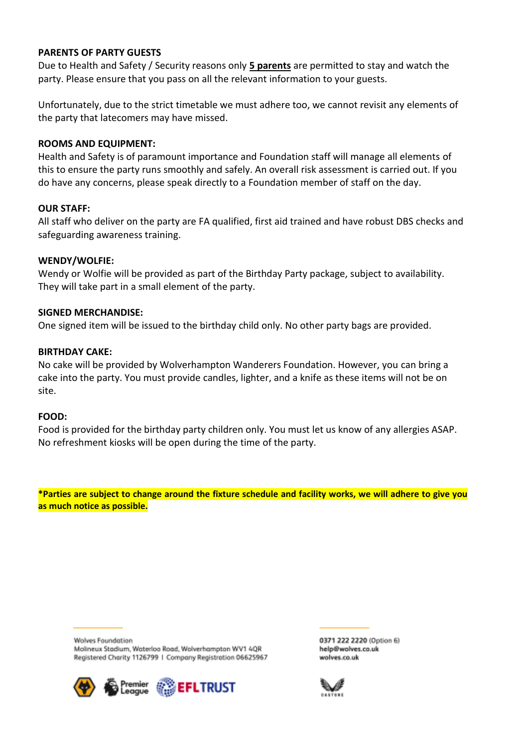**PARENTS OF PARTY GUESTS**

Due to Health and Safety / Security reasons only **5 parents** are permitted to stay and watch the party. Please ensure that you pass on all the relevant information to your guests.

Unfortunately, due to the strict timetable we must adhere too, we cannot revisit any elements of the party that latecomers may have missed.

**ROOMS AND EQUIPMENT:**

Health and Safety is of paramount importance and Foundation staff will manage all elements of this to ensure the party runs smoothly and safely. An overall risk assessment is carried out. If you do have any concerns, please speak directly to a Foundation member of staff on the day.

**OUR STAFF:**

All staff who deliver on the party are FA qualified, first aid trained and have robust DBS checks and safeguarding awareness training.

**WENDY/WOLFIE:**

Wendy or Wolfie will be provided as part of the Birthday Party package, subject to availability. They will take part in a small element of the party.

**SIGNED MERCHANDISE:**

One signed item will be issued to the birthday child only. No other party bags are provided.

**BIRTHDAY CAKE:**

No cake will be provided by Wolverhampton Wanderers Foundation. However, you can bring a cake into the party. You must provide candles, lighter, and a knife as these items will not be on site.

**FOOD:**

Food is provided for the birthday party children only. You must let us know of any allergies ASAP. No refreshment kiosks will be open during the time of the party.

**\*Parties are subject to change around the fixture schedule and facility works, we will adhere to give you as much notice as possible.**

Wolves Foundation
Molineux Stadium, Waterloo Road, Wolverhampton WV1 4QR
Registered Charity 1126799 | Company Registration 06625967

**0371 222 2220** (Option 6)
**help@wolves.co.uk**
**wolves.co.uk**